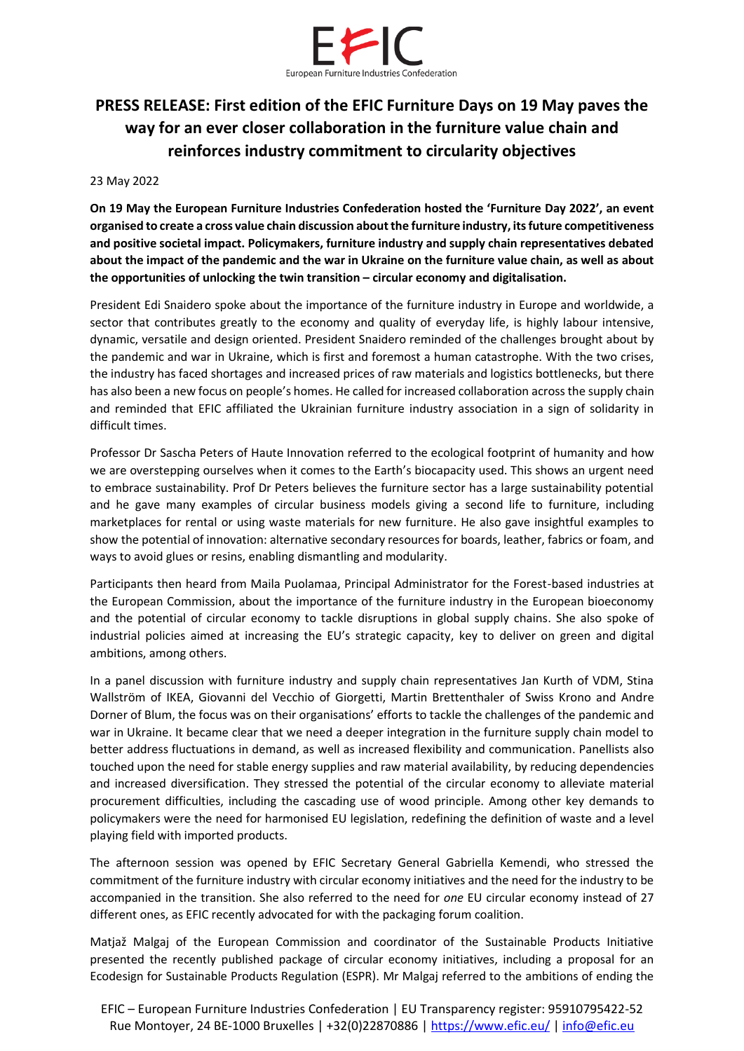# PRESS RELEASE: First edition of the EFIC Furniture Days on 19 May paves the way for an ever closer collaboration in the furniture value chain and reinforces industry commitment to circularity objectives

23 May 2022

**On 19 May the European Furniture Industries Confederation hosted the 'Furniture Day 2022', an event organised to create a cross value chain discussion about the furniture industry, its future competitiveness and positive societal impact. Policymakers, furniture industry and supply chain representatives debated about the impact of the pandemic and the war in Ukraine on the furniture value chain, as well as about the opportunities of unlocking the twin transition – circular economy and digitalisation.**

President Edi Snaidero spoke about the importance of the furniture industry in Europe and worldwide, a sector that contributes greatly to the economy and quality of everyday life, is highly labour intensive, dynamic, versatile and design oriented. President Snaidero reminded of the challenges brought about by the pandemic and war in Ukraine, which is first and foremost a human catastrophe. With the two crises, the industry has faced shortages and increased prices of raw materials and logistics bottlenecks, but there has also been a new focus on people's homes. He called for increased collaboration across the supply chain and reminded that EFIC affiliated the Ukrainian furniture industry association in a sign of solidarity in difficult times.

Professor Dr Sascha Peters of Haute Innovation referred to the ecological footprint of humanity and how we are overstepping ourselves when it comes to the Earth's biocapacity used. This shows an urgent need to embrace sustainability. Prof Dr Peters believes the furniture sector has a large sustainability potential and he gave many examples of circular business models giving a second life to furniture, including marketplaces for rental or using waste materials for new furniture. He also gave insightful examples to show the potential of innovation: alternative secondary resources for boards, leather, fabrics or foam, and ways to avoid glues or resins, enabling dismantling and modularity.

Participants then heard from Maila Puolamaa, Principal Administrator for the Forest-based industries at the European Commission, about the importance of the furniture industry in the European bioeconomy and the potential of circular economy to tackle disruptions in global supply chains. She also spoke of industrial policies aimed at increasing the EU's strategic capacity, key to deliver on green and digital ambitions, among others.

In a panel discussion with furniture industry and supply chain representatives Jan Kurth of VDM, Stina Wallström of IKEA, Giovanni del Vecchio of Giorgetti, Martin Brettenthaler of Swiss Krono and Andre Dorner of Blum, the focus was on their organisations' efforts to tackle the challenges of the pandemic and war in Ukraine. It became clear that we need a deeper integration in the furniture supply chain model to better address fluctuations in demand, as well as increased flexibility and communication. Panellists also touched upon the need for stable energy supplies and raw material availability, by reducing dependencies and increased diversification. They stressed the potential of the circular economy to alleviate material procurement difficulties, including the cascading use of wood principle. Among other key demands to policymakers were the need for harmonised EU legislation, redefining the definition of waste and a level playing field with imported products.

The afternoon session was opened by EFIC Secretary General Gabriella Kemendi, who stressed the commitment of the furniture industry with circular economy initiatives and the need for the industry to be accompanied in the transition. She also referred to the need for *one* EU circular economy instead of 27 different ones, as EFIC recently advocated for with the packaging forum coalition.

Matjaž Malgaj of the European Commission and coordinator of the Sustainable Products Initiative presented the recently published package of circular economy initiatives, including a proposal for an Ecodesign for Sustainable Products Regulation (ESPR). Mr Malgaj referred to the ambitions of ending the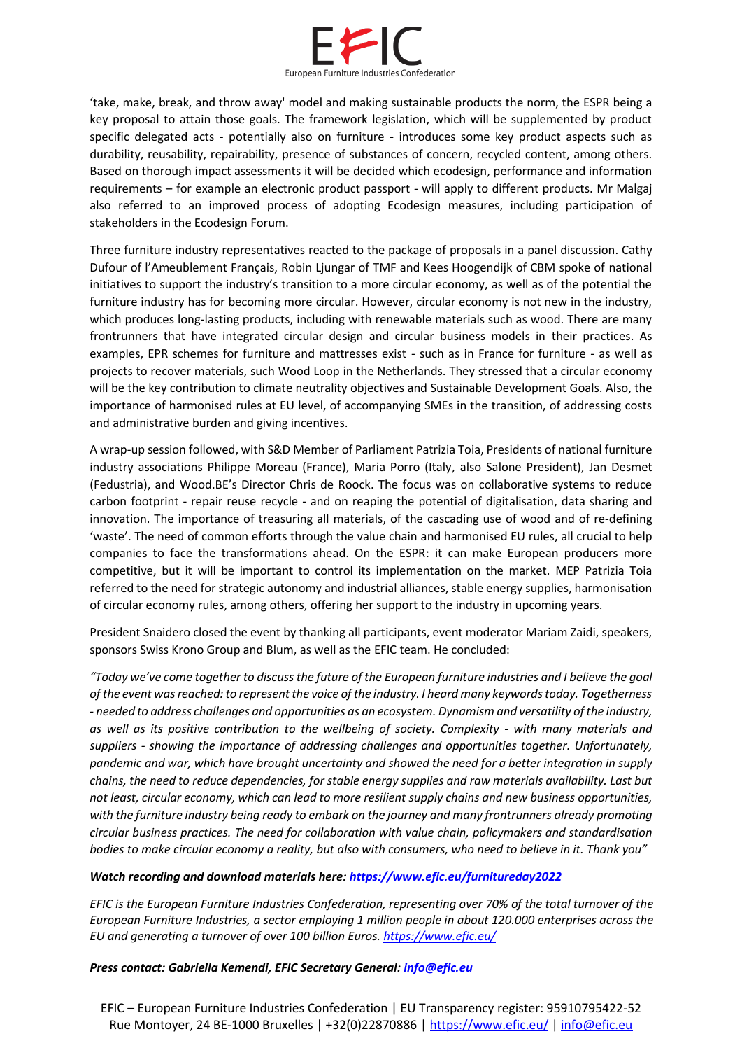'take, make, break, and throw away' model and making sustainable products the norm, the ESPR being a key proposal to attain those goals. The framework legislation, which will be supplemented by product specific delegated acts - potentially also on furniture - introduces some key product aspects such as durability, reusability, repairability, presence of substances of concern, recycled content, among others. Based on thorough impact assessments it will be decided which ecodesign, performance and information requirements – for example an electronic product passport - will apply to different products. Mr Malgaj also referred to an improved process of adopting Ecodesign measures, including participation of stakeholders in the Ecodesign Forum.

Three furniture industry representatives reacted to the package of proposals in a panel discussion. Cathy Dufour of l'Ameublement Français, Robin Ljungar of TMF and Kees Hoogendijk of CBM spoke of national initiatives to support the industry's transition to a more circular economy, as well as of the potential the furniture industry has for becoming more circular. However, circular economy is not new in the industry, which produces long-lasting products, including with renewable materials such as wood. There are many frontrunners that have integrated circular design and circular business models in their practices. As examples, EPR schemes for furniture and mattresses exist - such as in France for furniture - as well as projects to recover materials, such Wood Loop in the Netherlands. They stressed that a circular economy will be the key contribution to climate neutrality objectives and Sustainable Development Goals. Also, the importance of harmonised rules at EU level, of accompanying SMEs in the transition, of addressing costs and administrative burden and giving incentives.

A wrap-up session followed, with S&D Member of Parliament Patrizia Toia, Presidents of national furniture industry associations Philippe Moreau (France), Maria Porro (Italy, also Salone President), Jan Desmet (Fedustria), and Wood.BE's Director Chris de Roock. The focus was on collaborative systems to reduce carbon footprint - repair reuse recycle - and on reaping the potential of digitalisation, data sharing and innovation. The importance of treasuring all materials, of the cascading use of wood and of re-defining 'waste'. The need of common efforts through the value chain and harmonised EU rules, all crucial to help companies to face the transformations ahead. On the ESPR: it can make European producers more competitive, but it will be important to control its implementation on the market. MEP Patrizia Toia referred to the need for strategic autonomy and industrial alliances, stable energy supplies, harmonisation of circular economy rules, among others, offering her support to the industry in upcoming years.

President Snaidero closed the event by thanking all participants, event moderator Mariam Zaidi, speakers, sponsors Swiss Krono Group and Blum, as well as the EFIC team. He concluded:

*"Today we've come together to discuss the future of the European furniture industries and I believe the goal of the event was reached: to represent the voice of the industry. I heard many keywords today. Togetherness - needed to address challenges and opportunities as an ecosystem. Dynamism and versatility of the industry, as well as its positive contribution to the wellbeing of society. Complexity - with many materials and suppliers - showing the importance of addressing challenges and opportunities together. Unfortunately, pandemic and war, which have brought uncertainty and showed the need for a better integration in supply chains, the need to reduce dependencies, for stable energy supplies and raw materials availability. Last but not least, circular economy, which can lead to more resilient supply chains and new business opportunities, with the furniture industry being ready to embark on the journey and many frontrunners already promoting circular business practices. The need for collaboration with value chain, policymakers and standardisation bodies to make circular economy a reality, but also with consumers, who need to believe in it. Thank you"*

***Watch recording and download materials here: https://www.efic.eu/furnitureday2022***

*EFIC is the European Furniture Industries Confederation, representing over 70% of the total turnover of the European Furniture Industries, a sector employing 1 million people in about 120.000 enterprises across the EU and generating a turnover of over 100 billion Euros. https://www.efic.eu/*

***Press contact: Gabriella Kemendi, EFIC Secretary General: info@efic.eu***

EFIC – European Furniture Industries Confederation | EU Transparency register: 95910795422-52
Rue Montoyer, 24 BE-1000 Bruxelles | +32(0)22870886 | https://www.efic.eu/ | info@efic.eu